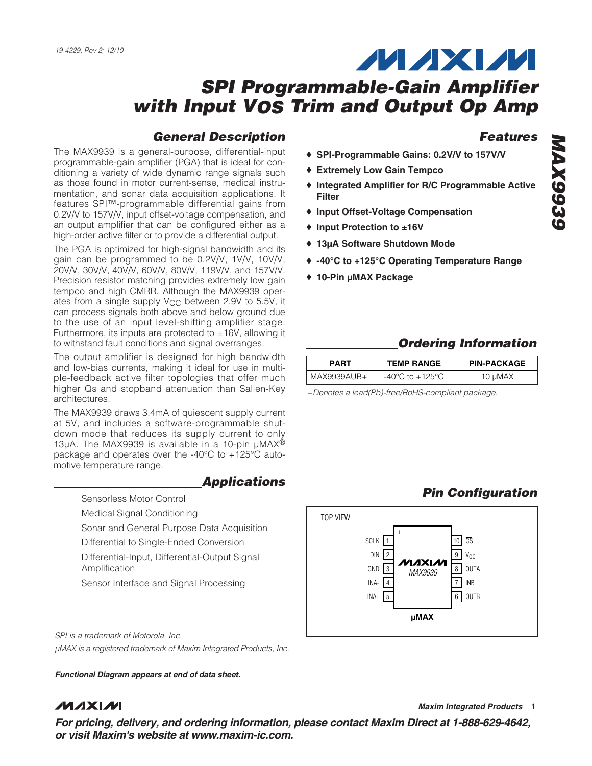19-4329; Rev 2; 12/10

# SPI Programmable-Gain Amplifier with Input $V_{OS}$ Trim and Output Op Amp

## General Description

The MAX9939 is a general-purpose, differential-input programmable-gain amplifier (PGA) that is ideal for conditioning a variety of wide dynamic range signals such as those found in motor current-sense, medical instrumentation, and sonar data acquisition applications. It features SPI™-programmable differential gains from 0.2V/V to 157V/V, input offset-voltage compensation, and an output amplifier that can be configured either as a high-order active filter or to provide a differential output.

The PGA is optimized for high-signal bandwidth and its gain can be programmed to be 0.2V/V, 1V/V, 10V/V, 20V/V, 30V/V, 40V/V, 60V/V, 80V/V, 119V/V, and 157V/V. Precision resistor matching provides extremely low gain tempco and high CMRR. Although the MAX9939 operates from a single supply $V_{CC}$ between 2.9V to 5.5V, it can process signals both above and below ground due to the use of an input level-shifting amplifier stage. Furthermore, its inputs are protected to ±16V, allowing it to withstand fault conditions and signal overranges.

The output amplifier is designed for high bandwidth and low-bias currents, making it ideal for use in multiple-feedback active filter topologies that offer much higher Qs and stopband attenuation than Sallen-Key architectures.

The MAX9939 draws 3.4mA of quiescent supply current at 5V, and includes a software-programmable shutdown mode that reduces its supply current to only 13µA. The MAX9939 is available in a 10-pin µMAX® package and operates over the -40°C to +125°C automotive temperature range.

## Applications

- Sensorless Motor Control
- Medical Signal Conditioning
- Sonar and General Purpose Data Acquisition
- Differential to Single-Ended Conversion
- Differential-Input, Differential-Output Signal Amplification
- Sensor Interface and Signal Processing

*SPI is a trademark of Motorola, Inc.*

*µMAX is a registered trademark of Maxim Integrated Products, Inc.*

***Functional Diagram appears at end of data sheet.***

## Features

- ♦ **SPI-Programmable Gains: 0.2V/V to 157V/V**
- ♦ **Extremely Low Gain Tempco**
- ♦ **Integrated Amplifier for R/C Programmable Active Filter**
- ♦ **Input Offset-Voltage Compensation**
- ♦ **Input Protection to ±16V**
- ♦ **13µA Software Shutdown Mode**
- ♦ **-40°C to +125°C Operating Temperature Range**
- ♦ **10-Pin µMAX Package**

## Ordering Information

| PART | TEMP RANGE | PIN-PACKAGE |
|---|---|---|
| MAX9939AUB+ | -40°C to +125°C | 10 µMAX |

*+Denotes a lead(Pb)-free/RoHS-compliant package.*

## Pin Configuration

TOP VIEW

| Pin | Name | Pin | Name |
|---|---|---|---|
| 1 | SCLK | 10 | $\overline{CS}$ |
| 2 | DIN | 9 | $V_{CC}$ |
| 3 | GND | 8 | OUTA |
| 4 | INA- | 7 | INB |
| 5 | INA+ | 6 | OUTB |

MAX9939 — µMAX

**For pricing, delivery, and ordering information, please contact Maxim Direct at 1-888-629-4642, or visit Maxim's website at www.maxim-ic.com.**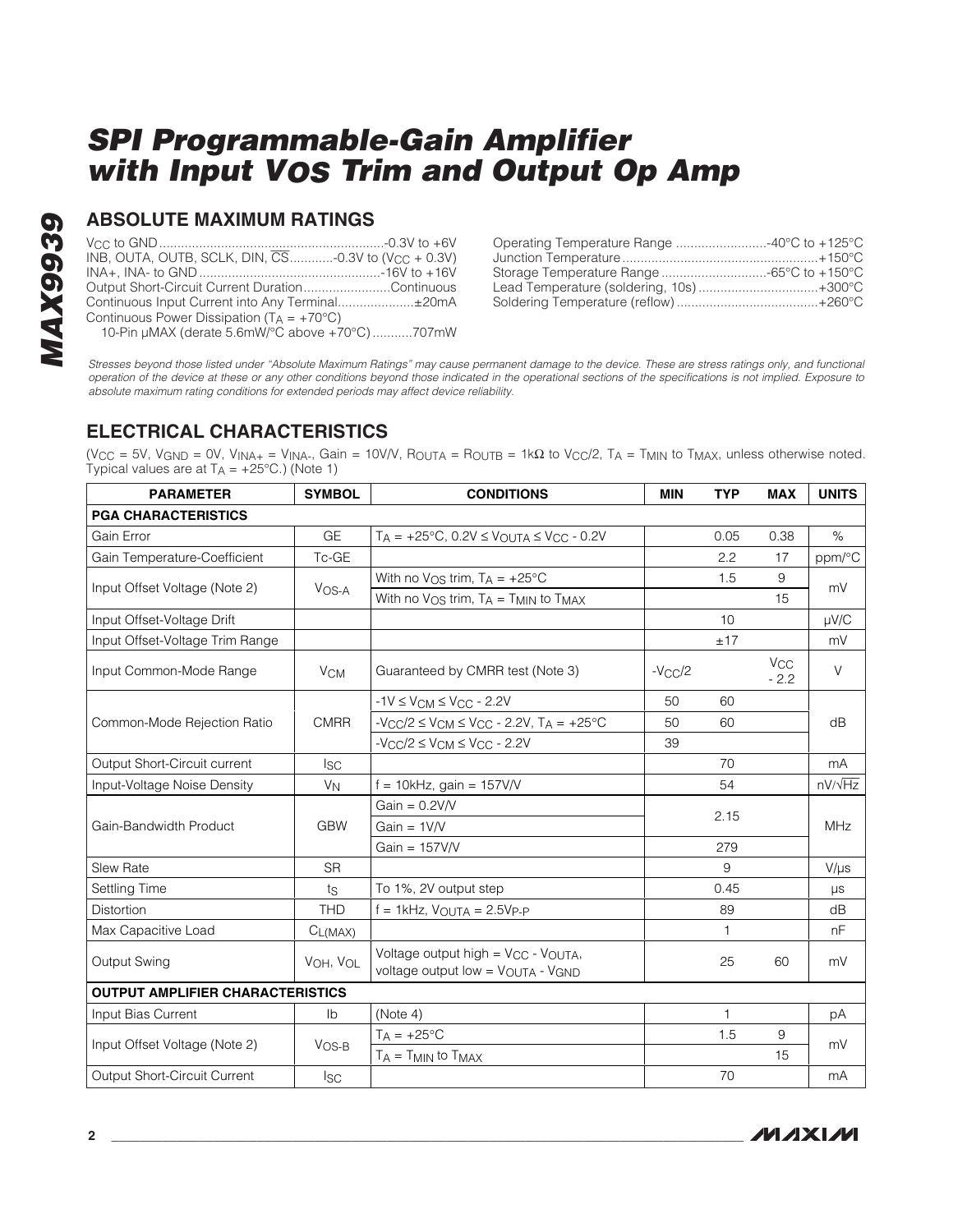## ABSOLUTE MAXIMUM RATINGS

$V_{CC}$ to GND ..............................................................-0.3V to +6V
INB, OUTA, OUTB, SCLK, DIN, $\overline{CS}$............-0.3V to ($V_{CC}$ + 0.3V)
INA+, INA- to GND ..................................................-16V to +16V
Output Short-Circuit Current Duration........................Continuous
Continuous Input Current into Any Terminal.....................±20mA
Continuous Power Dissipation ($T_A$ = +70°C)
10-Pin µMAX (derate 5.6mW/°C above +70°C)...........707mW

Operating Temperature Range .........................-40°C to +125°C
Junction Temperature......................................................+150°C
Storage Temperature Range .............................-65°C to +150°C
Lead Temperature (soldering, 10s) .................................+300°C
Soldering Temperature (reflow) .......................................+260°C

*Stresses beyond those listed under "Absolute Maximum Ratings" may cause permanent damage to the device. These are stress ratings only, and functional operation of the device at these or any other conditions beyond those indicated in the operational sections of the specifications is not implied. Exposure to absolute maximum rating conditions for extended periods may affect device reliability.*

## ELECTRICAL CHARACTERISTICS

($V_{CC}$ = 5V, $V_{GND}$ = 0V, $V_{INA+}$ = $V_{INA-}$, Gain = 10V/V, $R_{OUTA}$ = $R_{OUTB}$ = 1kΩ to $V_{CC}$/2, $T_A$ = $T_{MIN}$ to $T_{MAX}$, unless otherwise noted. Typical values are at $T_A$ = +25°C.) (Note 1)

| PARAMETER | SYMBOL | CONDITIONS | MIN | TYP | MAX | UNITS |
|---|---|---|---|---|---|---|
| **PGA CHARACTERISTICS** | | | | | | |
| Gain Error | GE | $T_A$ = +25°C, 0.2V ≤ $V_{OUTA}$ ≤ $V_{CC}$ - 0.2V | | 0.05 | 0.38 | % |
| Gain Temperature-Coefficient | Tc-GE | | | 2.2 | 17 | ppm/°C |
| Input Offset Voltage (Note 2) | $V_{OS-A}$ | With no $V_{OS}$ trim, $T_A$ = +25°C | | 1.5 | 9 | mV |
| | | With no $V_{OS}$ trim, $T_A$ = $T_{MIN}$ to $T_{MAX}$ | | | 15 | |
| Input Offset-Voltage Drift | | | | 10 | | µV/C |
| Input Offset-Voltage Trim Range | | | | ±17 | | mV |
| Input Common-Mode Range | $V_{CM}$ | Guaranteed by CMRR test (Note 3) | -$V_{CC}$/2 | | $V_{CC}$ - 2.2 | V |
| Common-Mode Rejection Ratio | CMRR | -1V ≤ $V_{CM}$ ≤ $V_{CC}$ - 2.2V | 50 | 60 | | dB |
| | | -$V_{CC}$/2 ≤ $V_{CM}$ ≤ $V_{CC}$ - 2.2V, $T_A$ = +25°C | 50 | 60 | | |
| | | -$V_{CC}$/2 ≤ $V_{CM}$ ≤ $V_{CC}$ - 2.2V | 39 | | | |
| Output Short-Circuit current | $I_{SC}$ | | | 70 | | mA |
| Input-Voltage Noise Density | $V_N$ | f = 10kHz, gain = 157V/V | | 54 | | nV/√Hz |
| Gain-Bandwidth Product | GBW | Gain = 0.2V/V | | 2.15 | | MHz |
| | | Gain = 1V/V | | | | |
| | | Gain = 157V/V | | 279 | | |
| Slew Rate | SR | | | 9 | | V/µs |
| Settling Time | $t_S$ | To 1%, 2V output step | | 0.45 | | µs |
| Distortion | THD | f = 1kHz, $V_{OUTA}$ = 2.5$V_{P-P}$ | | 89 | | dB |
| Max Capacitive Load | $C_{L(MAX)}$ | | | 1 | | nF |
| Output Swing | $V_{OH}$, $V_{OL}$ | Voltage output high = $V_{CC}$ - $V_{OUTA}$, voltage output low = $V_{OUTA}$ - $V_{GND}$ | | 25 | 60 | mV |
| **OUTPUT AMPLIFIER CHARACTERISTICS** | | | | | | |
| Input Bias Current | Ib | (Note 4) | | 1 | | pA |
| Input Offset Voltage (Note 2) | $V_{OS-B}$ | $T_A$ = +25°C | | 1.5 | 9 | mV |
| | | $T_A$ = $T_{MIN}$ to $T_{MAX}$ | | | 15 | |
| Output Short-Circuit Current | $I_{SC}$ | | | 70 | | mA |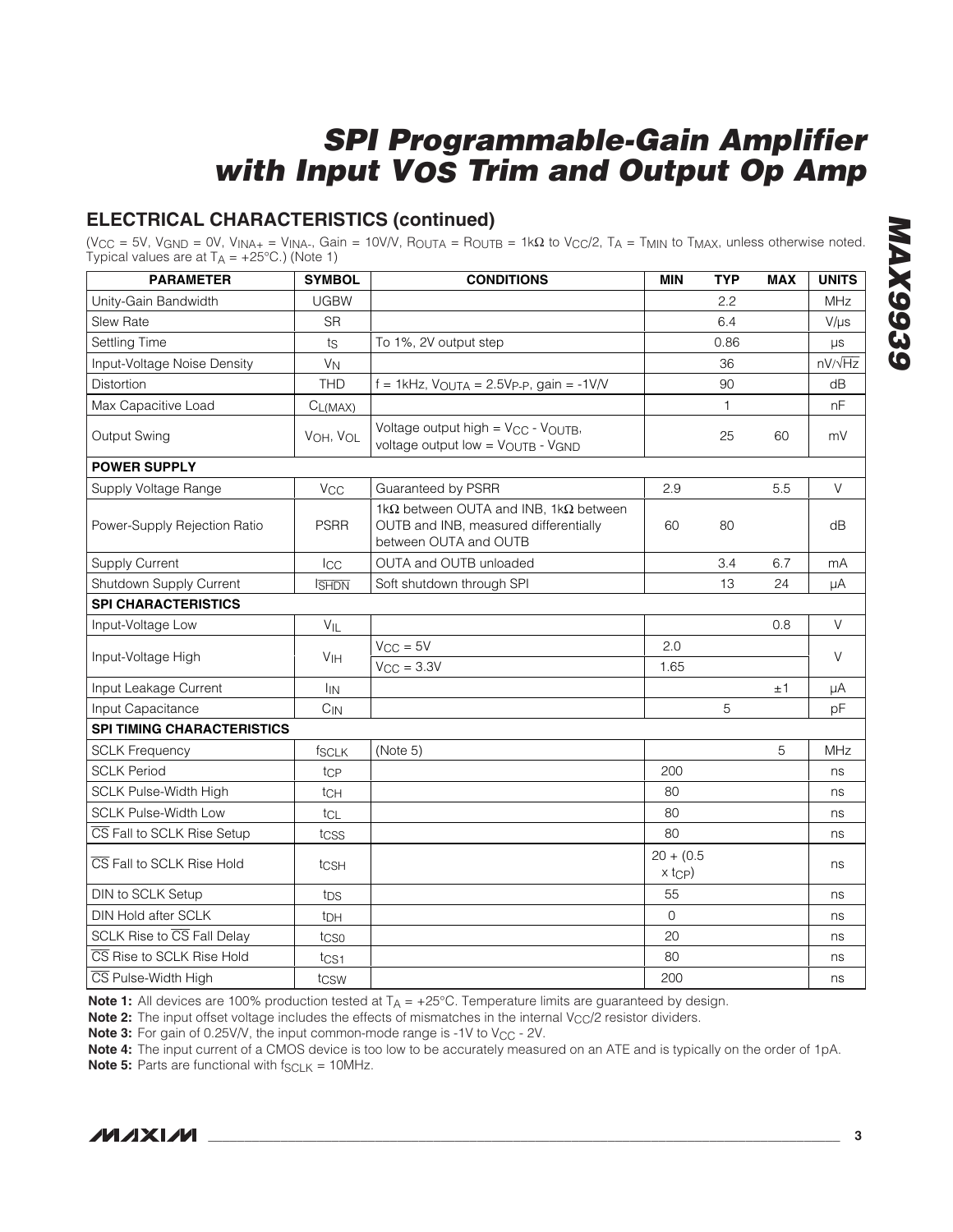## ELECTRICAL CHARACTERISTICS (continued)

($V_{CC}$ = 5V, $V_{GND}$ = 0V, $V_{INA+}$ = $V_{INA-}$, Gain = 10V/V, $R_{OUTA}$ = $R_{OUTB}$ = 1kΩ to $V_{CC}/2$, $T_A$ = $T_{MIN}$ to $T_{MAX}$, unless otherwise noted. Typical values are at $T_A$ = +25°C.) (Note 1)

| PARAMETER | SYMBOL | CONDITIONS | MIN | TYP | MAX | UNITS |
|---|---|---|---|---|---|---|
| Unity-Gain Bandwidth | UGBW | | | 2.2 | | MHz |
| Slew Rate | SR | | | 6.4 | | V/µs |
| Settling Time | $t_S$ | To 1%, 2V output step | | 0.86 | | µs |
| Input-Voltage Noise Density | $V_N$ | | | 36 | | nV/√Hz |
| Distortion | THD | f = 1kHz, $V_{OUTA}$ = 2.5$V_{P-P}$, gain = -1V/V | | 90 | | dB |
| Max Capacitive Load | $C_{L(MAX)}$ | | | 1 | | nF |
| Output Swing | $V_{OH}$, $V_{OL}$ | Voltage output high = $V_{CC}$ - $V_{OUTB}$, voltage output low = $V_{OUTB}$ - $V_{GND}$ | | 25 | 60 | mV |
| **POWER SUPPLY** | | | | | | |
| Supply Voltage Range | $V_{CC}$ | Guaranteed by PSRR | 2.9 | | 5.5 | V |
| Power-Supply Rejection Ratio | PSRR | 1kΩ between OUTA and INB, 1kΩ between OUTB and INB, measured differentially between OUTA and OUTB | 60 | 80 | | dB |
| Supply Current | $I_{CC}$ | OUTA and OUTB unloaded | | 3.4 | 6.7 | mA |
| Shutdown Supply Current | $I_{\overline{SHDN}}$ | Soft shutdown through SPI | | 13 | 24 | µA |
| **SPI CHARACTERISTICS** | | | | | | |
| Input-Voltage Low | $V_{IL}$ | | | | 0.8 | V |
| Input-Voltage High | $V_{IH}$ | $V_{CC}$ = 5V | 2.0 | | | V |
| | | $V_{CC}$ = 3.3V | 1.65 | | | |
| Input Leakage Current | $I_{IN}$ | | | | ±1 | µA |
| Input Capacitance | $C_{IN}$ | | | 5 | | pF |
| **SPI TIMING CHARACTERISTICS** | | | | | | |
| SCLK Frequency | $f_{SCLK}$ | (Note 5) | | | 5 | MHz |
| SCLK Period | $t_{CP}$ | | 200 | | | ns |
| SCLK Pulse-Width High | $t_{CH}$ | | 80 | | | ns |
| SCLK Pulse-Width Low | $t_{CL}$ | | 80 | | | ns |
| $\overline{CS}$ Fall to SCLK Rise Setup | $t_{CSS}$ | | 80 | | | ns |
| $\overline{CS}$ Fall to SCLK Rise Hold | $t_{CSH}$ | | 20 + (0.5 x $t_{CP}$) | | | ns |
| DIN to SCLK Setup | $t_{DS}$ | | 55 | | | ns |
| DIN Hold after SCLK | $t_{DH}$ | | 0 | | | ns |
| SCLK Rise to $\overline{CS}$ Fall Delay | $t_{CS0}$ | | 20 | | | ns |
| $\overline{CS}$ Rise to SCLK Rise Hold | $t_{CS1}$ | | 80 | | | ns |
| $\overline{CS}$ Pulse-Width High | $t_{CSW}$ | | 200 | | | ns |

**Note 1:** All devices are 100% production tested at $T_A$ = +25°C. Temperature limits are guaranteed by design.

**Note 2:** The input offset voltage includes the effects of mismatches in the internal $V_{CC}/2$ resistor dividers.

**Note 3:** For gain of 0.25V/V, the input common-mode range is -1V to $V_{CC}$ - 2V.

**Note 4:** The input current of a CMOS device is too low to be accurately measured on an ATE and is typically on the order of 1pA.

**Note 5:** Parts are functional with $f_{SCLK}$ = 10MHz.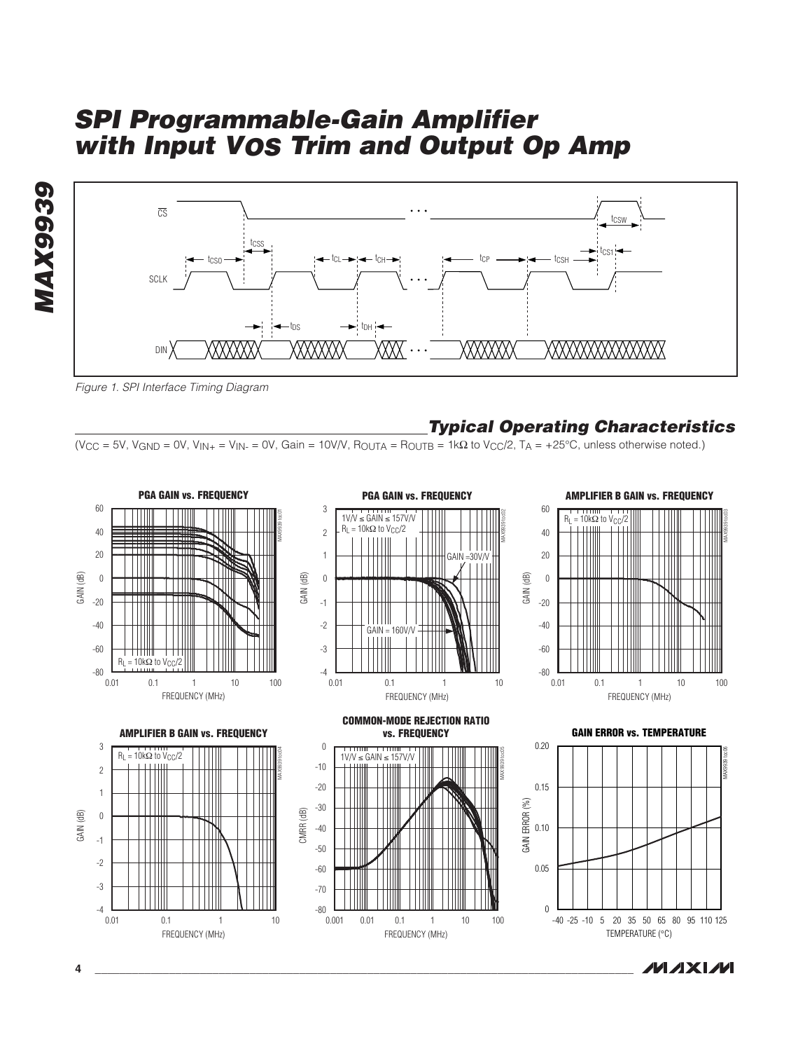Figure 1. SPI Interface Timing Diagram

## Typical Operating Characteristics

($V_{CC}$ = 5V, $V_{GND}$ = 0V, $V_{IN+}$ = $V_{IN-}$ = 0V, Gain = 10V/V, $R_{OUTA}$ = $R_{OUTB}$ = 1kΩ to $V_{CC}/2$, $T_A$ = +25°C, unless otherwise noted.)

**PGA GAIN vs. FREQUENCY**

**PGA GAIN vs. FREQUENCY**

**AMPLIFIER B GAIN vs. FREQUENCY**

**AMPLIFIER B GAIN vs. FREQUENCY**

**COMMON-MODE REJECTION RATIO vs. FREQUENCY**

**GAIN ERROR vs. TEMPERATURE**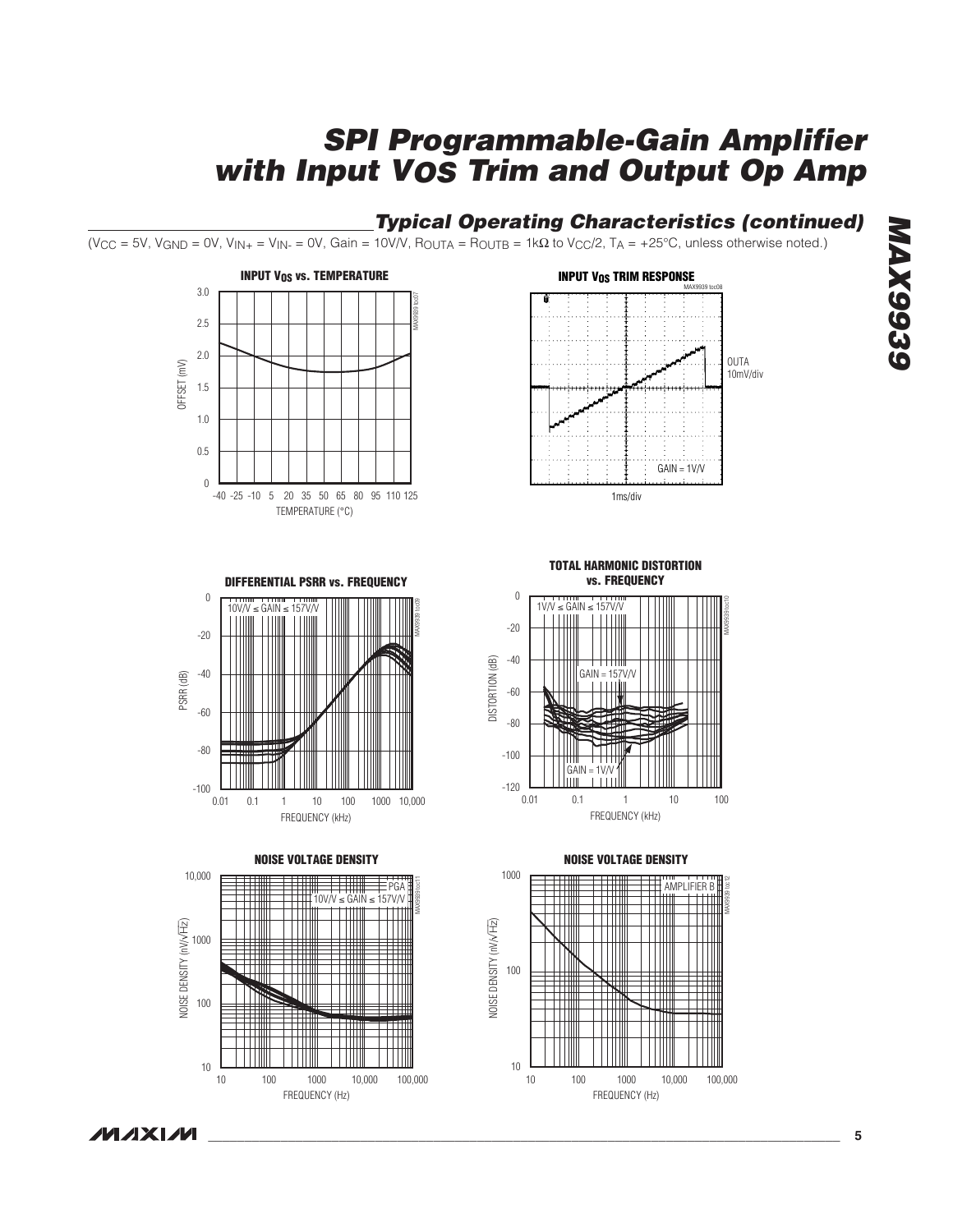## Typical Operating Characteristics (continued)

($V_{CC}$ = 5V, $V_{GND}$ = 0V, $V_{IN+}$ = $V_{IN-}$ = 0V, Gain = 10V/V, $R_{OUTA}$ = $R_{OUTB}$ = 1kΩ to $V_{CC}$/2, $T_A$ = +25°C, unless otherwise noted.)

**INPUT $V_{OS}$ vs. TEMPERATURE**

**INPUT $V_{OS}$ TRIM RESPONSE**

**DIFFERENTIAL PSRR vs. FREQUENCY**

**TOTAL HARMONIC DISTORTION vs. FREQUENCY**

**NOISE VOLTAGE DENSITY** (PGA, 10V/V ≤ GAIN ≤ 157V/V)

**NOISE VOLTAGE DENSITY** (AMPLIFIER B)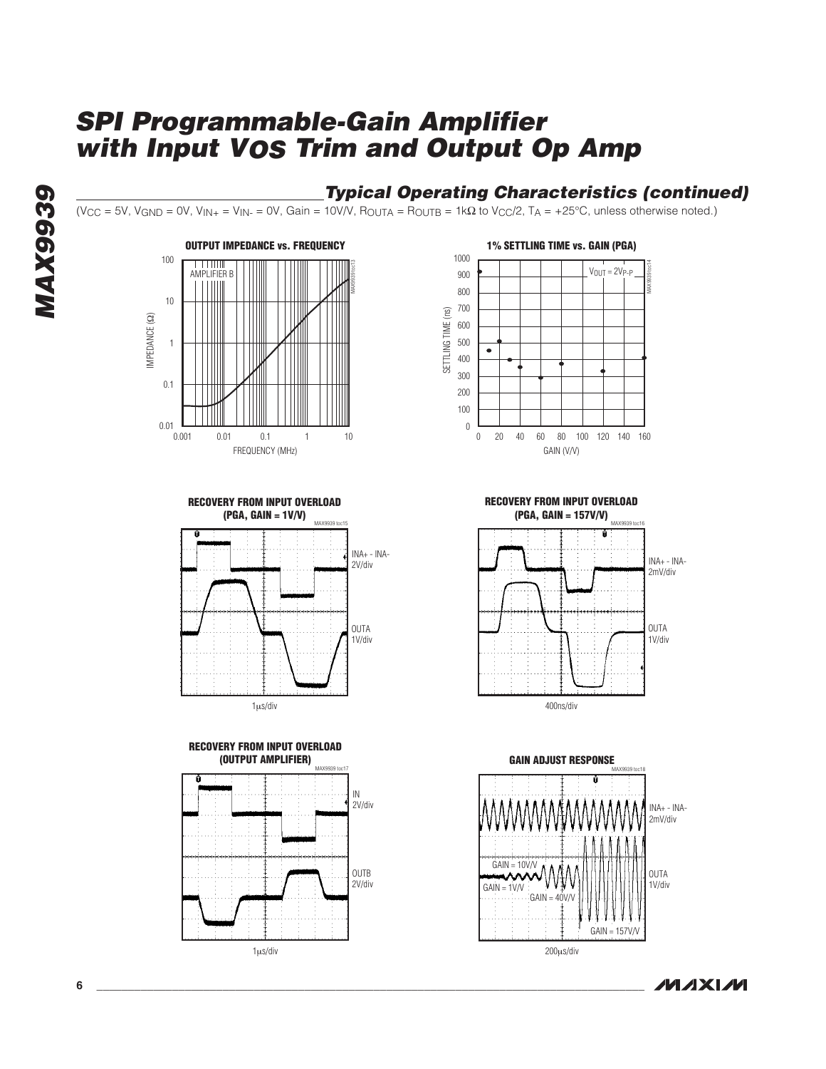## Typical Operating Characteristics (continued)

($V_{CC}$ = 5V, $V_{GND}$ = 0V, $V_{IN+}$ = $V_{IN-}$ = 0V, Gain = 10V/V, $R_{OUTA}$ = $R_{OUTB}$ = 1kΩ to $V_{CC}/2$, $T_A$ = +25°C, unless otherwise noted.)

**OUTPUT IMPEDANCE vs. FREQUENCY**

AMPLIFIER B

IMPEDANCE (Ω) vs. FREQUENCY (MHz)

**1% SETTLING TIME vs. GAIN (PGA)**

$V_{OUT}$ = $2V_{P-P}$

SETTLING TIME (ns) vs. GAIN (V/V)

**RECOVERY FROM INPUT OVERLOAD (PGA, GAIN = 1V/V)**

INA+ - INA- 2V/div

OUTA 1V/div

1µs/div

**RECOVERY FROM INPUT OVERLOAD (PGA, GAIN = 157V/V)**

INA+ - INA- 2mV/div

OUTA 1V/div

400ns/div

**RECOVERY FROM INPUT OVERLOAD (OUTPUT AMPLIFIER)**

IN 2V/div

OUTB 2V/div

1µs/div

**GAIN ADJUST RESPONSE**

INA+ - INA- 2mV/div

OUTA 1V/div

GAIN = 10V/V

GAIN = 1V/V

GAIN = 40V/V

GAIN = 157V/V

200µs/div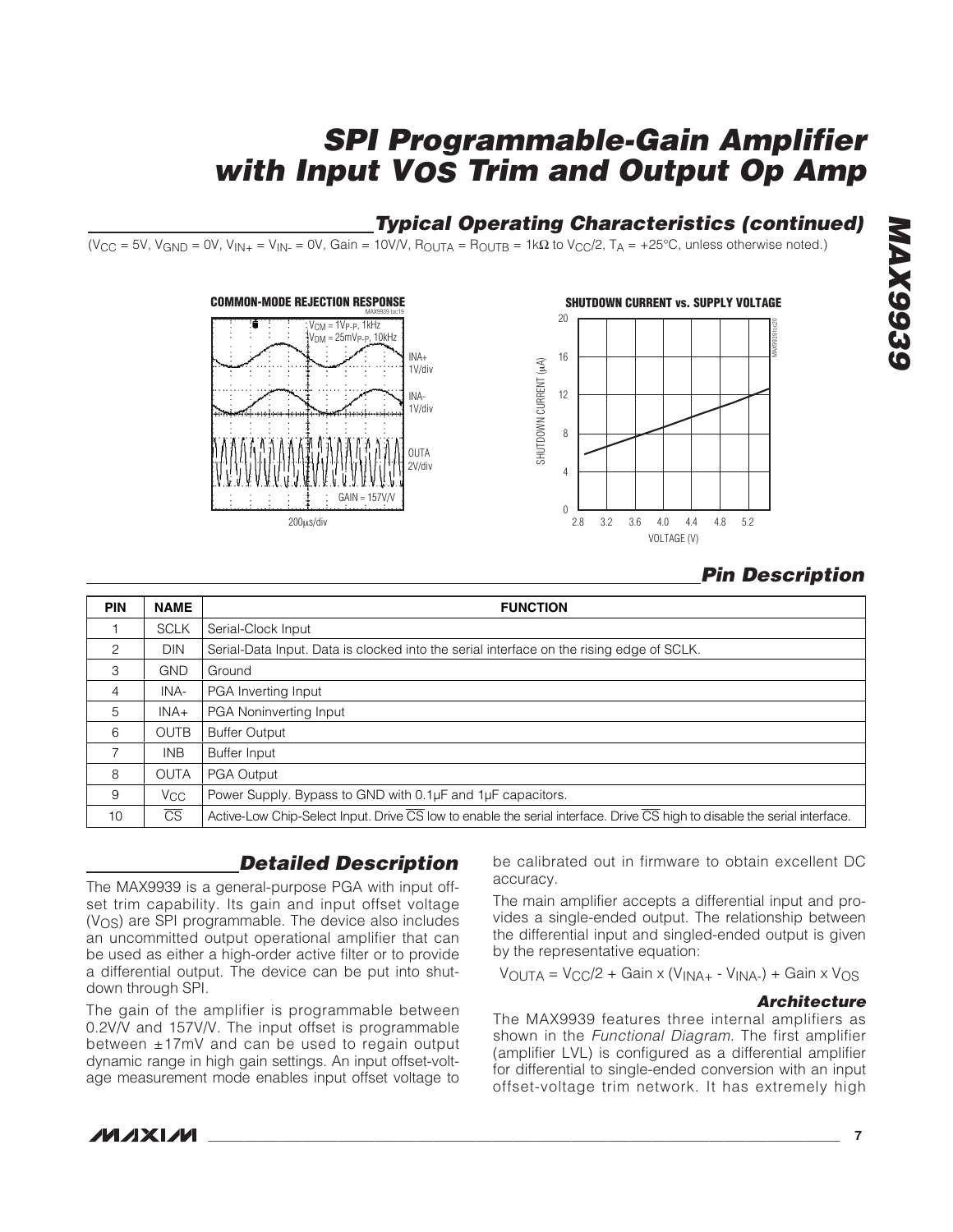## Typical Operating Characteristics (continued)

($V_{CC}$ = 5V, $V_{GND}$ = 0V, $V_{IN+}$ = $V_{IN-}$ = 0V, Gain = 10V/V, $R_{OUTA}$ = $R_{OUTB}$ = 1kΩ to $V_{CC}/2$, $T_A$ = +25°C, unless otherwise noted.)

**COMMON-MODE REJECTION RESPONSE**

**SHUTDOWN CURRENT vs. SUPPLY VOLTAGE**

## Pin Description

| PIN | NAME | FUNCTION |
|---|---|---|
| 1 | SCLK | Serial-Clock Input |
| 2 | DIN | Serial-Data Input. Data is clocked into the serial interface on the rising edge of SCLK. |
| 3 | GND | Ground |
| 4 | INA- | PGA Inverting Input |
| 5 | INA+ | PGA Noninverting Input |
| 6 | OUTB | Buffer Output |
| 7 | INB | Buffer Input |
| 8 | OUTA | PGA Output |
| 9 | $V_{CC}$ | Power Supply. Bypass to GND with 0.1µF and 1µF capacitors. |
| 10 | $\overline{CS}$ | Active-Low Chip-Select Input. Drive $\overline{CS}$ low to enable the serial interface. Drive $\overline{CS}$ high to disable the serial interface. |

## Detailed Description

The MAX9939 is a general-purpose PGA with input offset trim capability. Its gain and input offset voltage ($V_{OS}$) are SPI programmable. The device also includes an uncommitted output operational amplifier that can be used as either a high-order active filter or to provide a differential output. The device can be put into shutdown through SPI.

The gain of the amplifier is programmable between 0.2V/V and 157V/V. The input offset is programmable between ±17mV and can be used to regain output dynamic range in high gain settings. An input offset-voltage measurement mode enables input offset voltage to be calibrated out in firmware to obtain excellent DC accuracy.

The main amplifier accepts a differential input and provides a single-ended output. The relationship between the differential input and singled-ended output is given by the representative equation:

$$V_{OUTA} = V_{CC}/2 + \text{Gain} \times (V_{INA+} - V_{INA-}) + \text{Gain} \times V_{OS}$$

### Architecture

The MAX9939 features three internal amplifiers as shown in the *Functional Diagram*. The first amplifier (amplifier LVL) is configured as a differential amplifier for differential to single-ended conversion with an input offset-voltage trim network. It has extremely high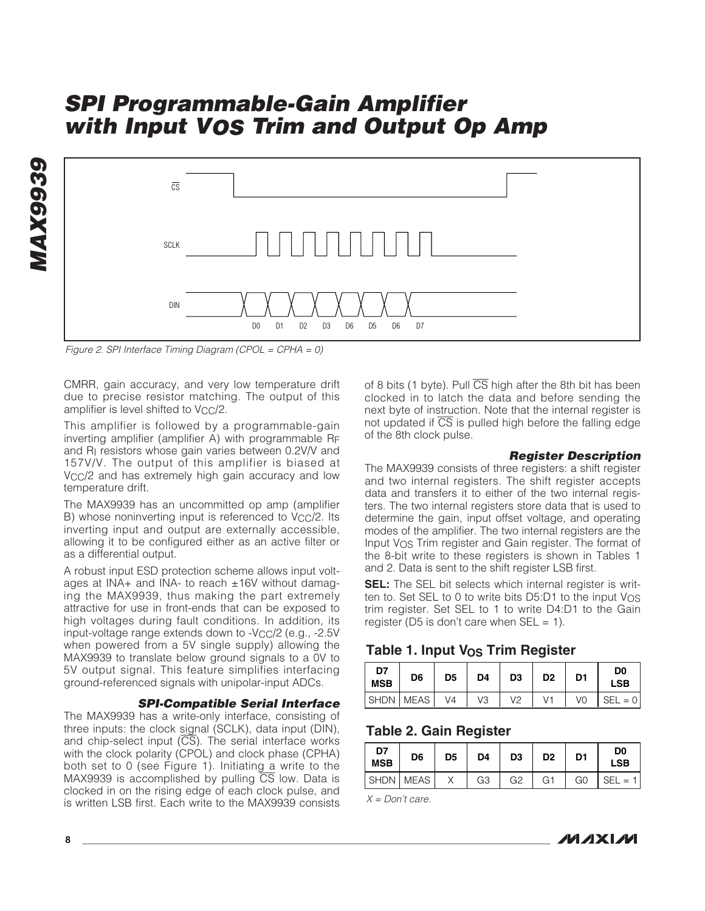Figure 2. SPI Interface Timing Diagram (CPOL = CPHA = 0)

CMRR, gain accuracy, and very low temperature drift due to precise resistor matching. The output of this amplifier is level shifted to $V_{CC}/2$.

This amplifier is followed by a programmable-gain inverting amplifier (amplifier A) with programmable $R_F$ and $R_I$ resistors whose gain varies between 0.2V/V and 157V/V. The output of this amplifier is biased at $V_{CC}/2$ and has extremely high gain accuracy and low temperature drift.

The MAX9939 has an uncommitted op amp (amplifier B) whose noninverting input is referenced to $V_{CC}/2$. Its inverting input and output are externally accessible, allowing it to be configured either as an active filter or as a differential output.

A robust input ESD protection scheme allows input voltages at INA+ and INA- to reach ±16V without damaging the MAX9939, thus making the part extremely attractive for use in front-ends that can be exposed to high voltages during fault conditions. In addition, its input-voltage range extends down to $-V_{CC}/2$ (e.g., -2.5V when powered from a 5V single supply) allowing the MAX9939 to translate below ground signals to a 0V to 5V output signal. This feature simplifies interfacing ground-referenced signals with unipolar-input ADCs.

### SPI-Compatible Serial Interface

The MAX9939 has a write-only interface, consisting of three inputs: the clock signal (SCLK), data input (DIN), and chip-select input ($\overline{CS}$). The serial interface works with the clock polarity (CPOL) and clock phase (CPHA) both set to 0 (see Figure 1). Initiating a write to the MAX9939 is accomplished by pulling $\overline{CS}$ low. Data is clocked in on the rising edge of each clock pulse, and is written LSB first. Each write to the MAX9939 consists of 8 bits (1 byte). Pull $\overline{CS}$ high after the 8th bit has been clocked in to latch the data and before sending the next byte of instruction. Note that the internal register is not updated if $\overline{CS}$ is pulled high before the falling edge of the 8th clock pulse.

### Register Description

The MAX9939 consists of three registers: a shift register and two internal registers. The shift register accepts data and transfers it to either of the two internal registers. The two internal registers store data that is used to determine the gain, input offset voltage, and operating modes of the amplifier. The two internal registers are the Input $V_{OS}$ Trim register and Gain register. The format of the 8-bit write to these registers is shown in Tables 1 and 2. Data is sent to the shift register LSB first.

**SEL:** The SEL bit selects which internal register is written to. Set SEL to 0 to write bits D5:D1 to the input $V_{OS}$ trim register. Set SEL to 1 to write D4:D1 to the Gain register (D5 is don't care when SEL = 1).

## Table 1. Input $V_{OS}$ Trim Register

| D7 MSB | D6 | D5 | D4 | D3 | D2 | D1 | D0 LSB |
|---|---|---|---|---|---|---|---|
| SHDN | MEAS | V4 | V3 | V2 | V1 | V0 | SEL = 0 |

## Table 2. Gain Register

| D7 MSB | D6 | D5 | D4 | D3 | D2 | D1 | D0 LSB |
|---|---|---|---|---|---|---|---|
| SHDN | MEAS | X | G3 | G2 | G1 | G0 | SEL = 1 |

*X = Don't care.*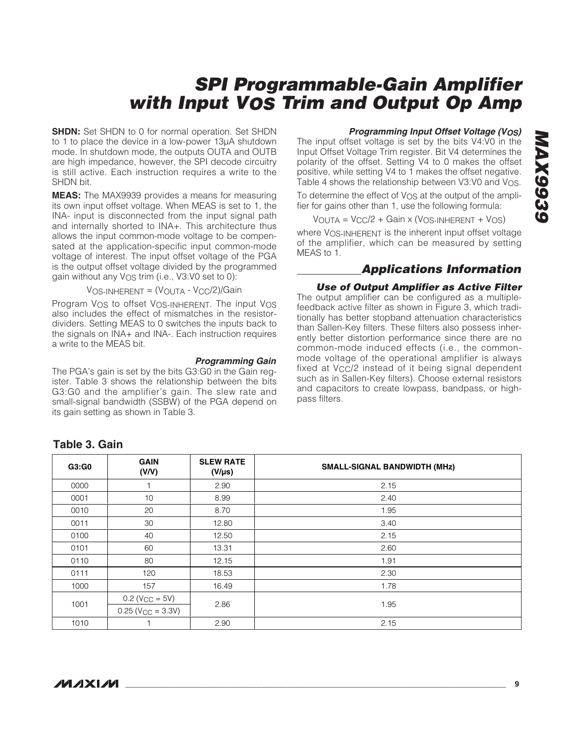**SHDN:** Set SHDN to 0 for normal operation. Set SHDN to 1 to place the device in a low-power 13µA shutdown mode. In shutdown mode, the outputs OUTA and OUTB are high impedance, however, the SPI decode circuitry is still active. Each instruction requires a write to the SHDN bit.

**MEAS:** The MAX9939 provides a means for measuring its own input offset voltage. When MEAS is set to 1, the INA- input is disconnected from the input signal path and internally shorted to INA+. This architecture thus allows the input common-mode voltage to be compensated at the application-specific input common-mode voltage of interest. The input offset voltage of the PGA is the output offset voltage divided by the programmed gain without any $V_{OS}$ trim (i.e., V3:V0 set to 0):

$$V_{OS\text{-}INHERENT} = (V_{OUTA} - V_{CC}/2)/Gain$$

Program $V_{OS}$ to offset $V_{OS\text{-}INHERENT}$. The input $V_{OS}$ also includes the effect of mismatches in the resistor-dividers. Setting MEAS to 0 switches the inputs back to the signals on INA+ and INA-. Each instruction requires a write to the MEAS bit.

#### *Programming Gain*

The PGA's gain is set by the bits G3:G0 in the Gain register. Table 3 shows the relationship between the bits G3:G0 and the amplifier's gain. The slew rate and small-signal bandwidth (SSBW) of the PGA depend on its gain setting as shown in Table 3.

#### *Programming Input Offset Voltage ($V_{OS}$)*

The input offset voltage is set by the bits V4:V0 in the Input Offset Voltage Trim register. Bit V4 determines the polarity of the offset. Setting V4 to 0 makes the offset positive, while setting V4 to 1 makes the offset negative. Table 4 shows the relationship between V3:V0 and $V_{OS}$.

To determine the effect of $V_{OS}$ at the output of the amplifier for gains other than 1, use the following formula:

$$V_{OUTA} = V_{CC}/2 + Gain \times (V_{OS\text{-}INHERENT} + V_{OS})$$

where $V_{OS\text{-}INHERENT}$ is the inherent input offset voltage of the amplifier, which can be measured by setting MEAS to 1.

## *Applications Information*

#### *Use of Output Amplifier as Active Filter*

The output amplifier can be configured as a multiple-feedback active filter as shown in Figure 3, which traditionally has better stopband attenuation characteristics than Sallen-Key filters. These filters also possess inherently better distortion performance since there are no common-mode induced effects (i.e., the common-mode voltage of the operational amplifier is always fixed at $V_{CC}/2$ instead of it being signal dependent such as in Sallen-Key filters). Choose external resistors and capacitors to create lowpass, bandpass, or highpass filters.

### Table 3. Gain

| G3:G0 | GAIN (V/V) | SLEW RATE (V/µs) | SMALL-SIGNAL BANDWIDTH (MHz) |
|---|---|---|---|
| 0000 | 1 | 2.90 | 2.15 |
| 0001 | 10 | 8.99 | 2.40 |
| 0010 | 20 | 8.70 | 1.95 |
| 0011 | 30 | 12.80 | 3.40 |
| 0100 | 40 | 12.50 | 2.15 |
| 0101 | 60 | 13.31 | 2.60 |
| 0110 | 80 | 12.15 | 1.91 |
| 0111 | 120 | 18.53 | 2.30 |
| 1000 | 157 | 16.49 | 1.78 |
| 1001 | 0.2 ($V_{CC}$ = 5V)<br>0.25 ($V_{CC}$ = 3.3V) | 2.86 | 1.95 |
| 1010 | 1 | 2.90 | 2.15 |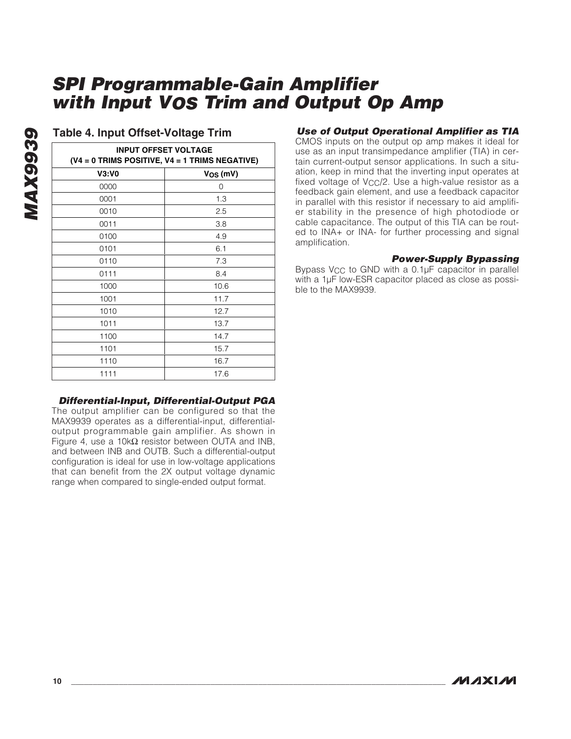### Table 4. Input Offset-Voltage Trim

| INPUT OFFSET VOLTAGE (V4 = 0 TRIMS POSITIVE, V4 = 1 TRIMS NEGATIVE) | |
|---|---|
| **V3:V0** | **$V_{OS}$ (mV)** |
| 0000 | 0 |
| 0001 | 1.3 |
| 0010 | 2.5 |
| 0011 | 3.8 |
| 0100 | 4.9 |
| 0101 | 6.1 |
| 0110 | 7.3 |
| 0111 | 8.4 |
| 1000 | 10.6 |
| 1001 | 11.7 |
| 1010 | 12.7 |
| 1011 | 13.7 |
| 1100 | 14.7 |
| 1101 | 15.7 |
| 1110 | 16.7 |
| 1111 | 17.6 |

#### *Differential-Input, Differential-Output PGA*

The output amplifier can be configured so that the MAX9939 operates as a differential-input, differential-output programmable gain amplifier. As shown in Figure 4, use a 10kΩ resistor between OUTA and INB, and between INB and OUTB. Such a differential-output configuration is ideal for use in low-voltage applications that can benefit from the 2X output voltage dynamic range when compared to single-ended output format.

#### *Use of Output Operational Amplifier as TIA*

CMOS inputs on the output op amp makes it ideal for use as an input transimpedance amplifier (TIA) in certain current-output sensor applications. In such a situation, keep in mind that the inverting input operates at fixed voltage of $V_{CC}/2$. Use a high-value resistor as a feedback gain element, and use a feedback capacitor in parallel with this resistor if necessary to aid amplifier stability in the presence of high photodiode or cable capacitance. The output of this TIA can be routed to INA+ or INA- for further processing and signal amplification.

#### *Power-Supply Bypassing*

Bypass $V_{CC}$ to GND with a 0.1µF capacitor in parallel with a 1µF low-ESR capacitor placed as close as possible to the MAX9939.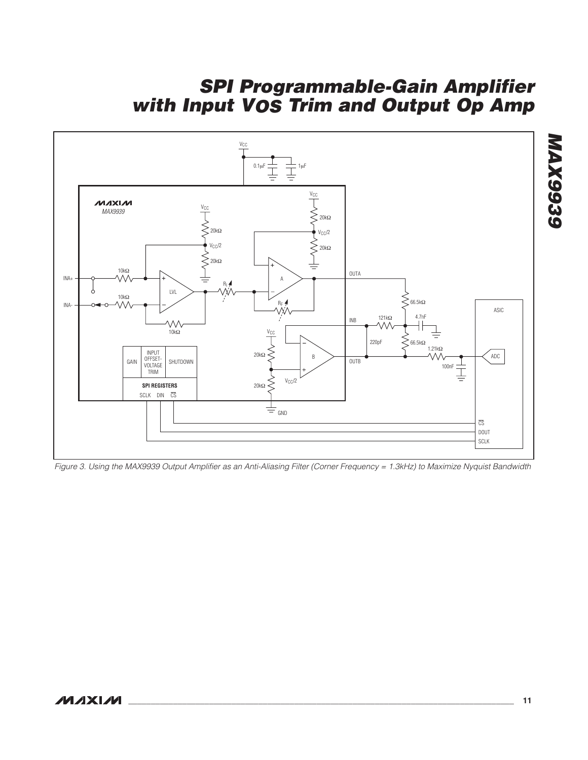Figure 3. Using the MAX9939 Output Amplifier as an Anti-Aliasing Filter (Corner Frequency = 1.3kHz) to Maximize Nyquist Bandwidth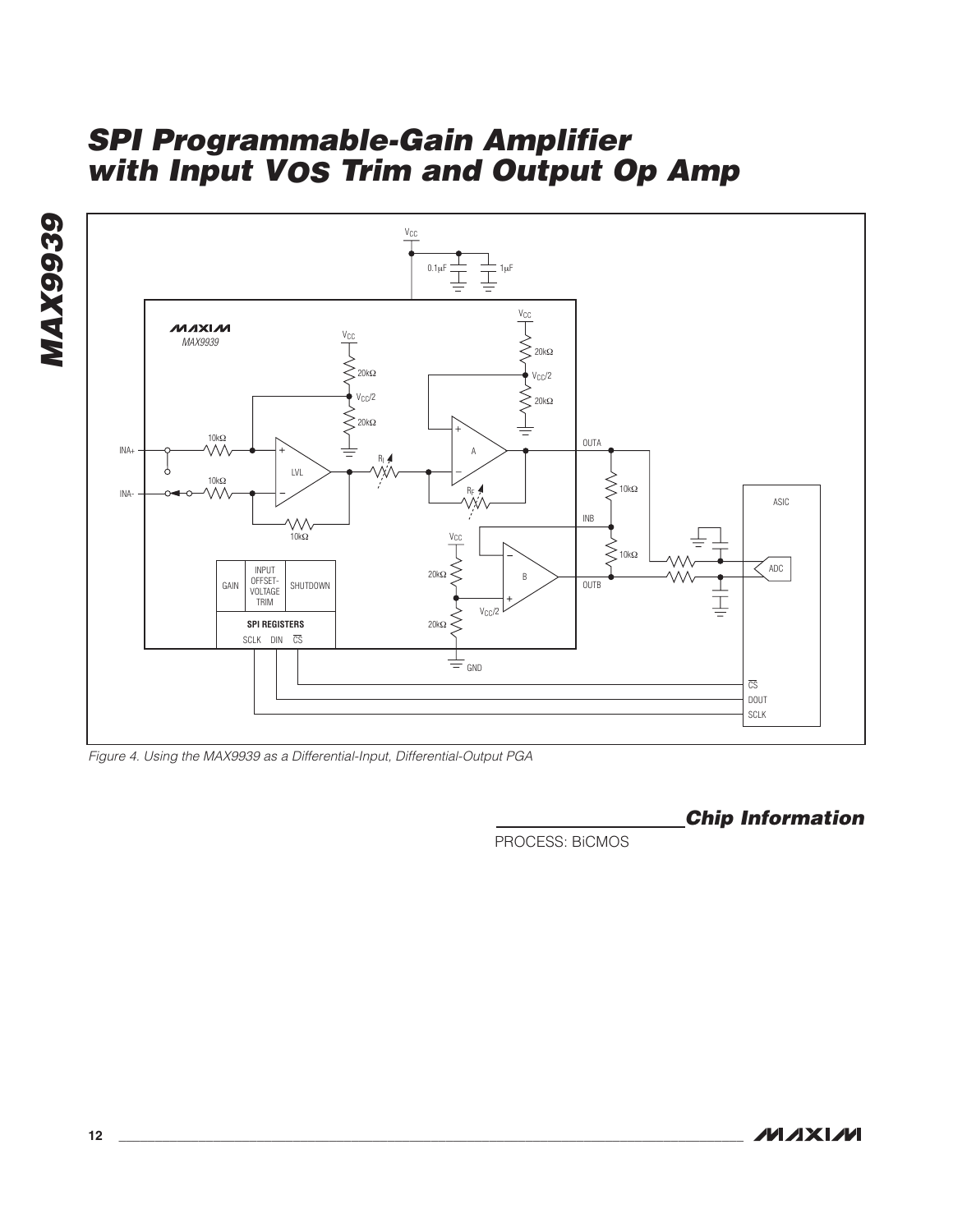Figure 4. Using the MAX9939 as a Differential-Input, Differential-Output PGA

## Chip Information

PROCESS: BiCMOS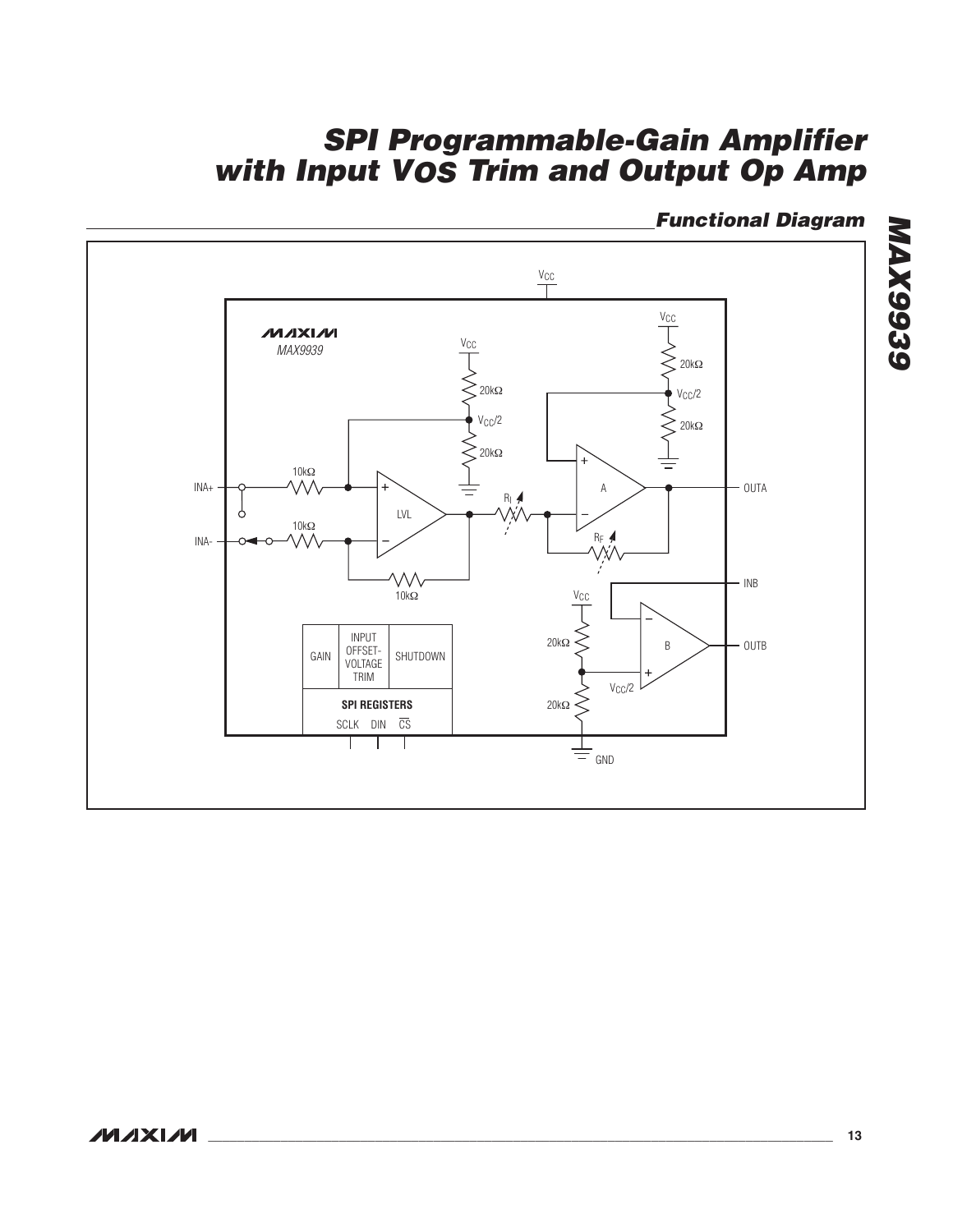## Functional Diagram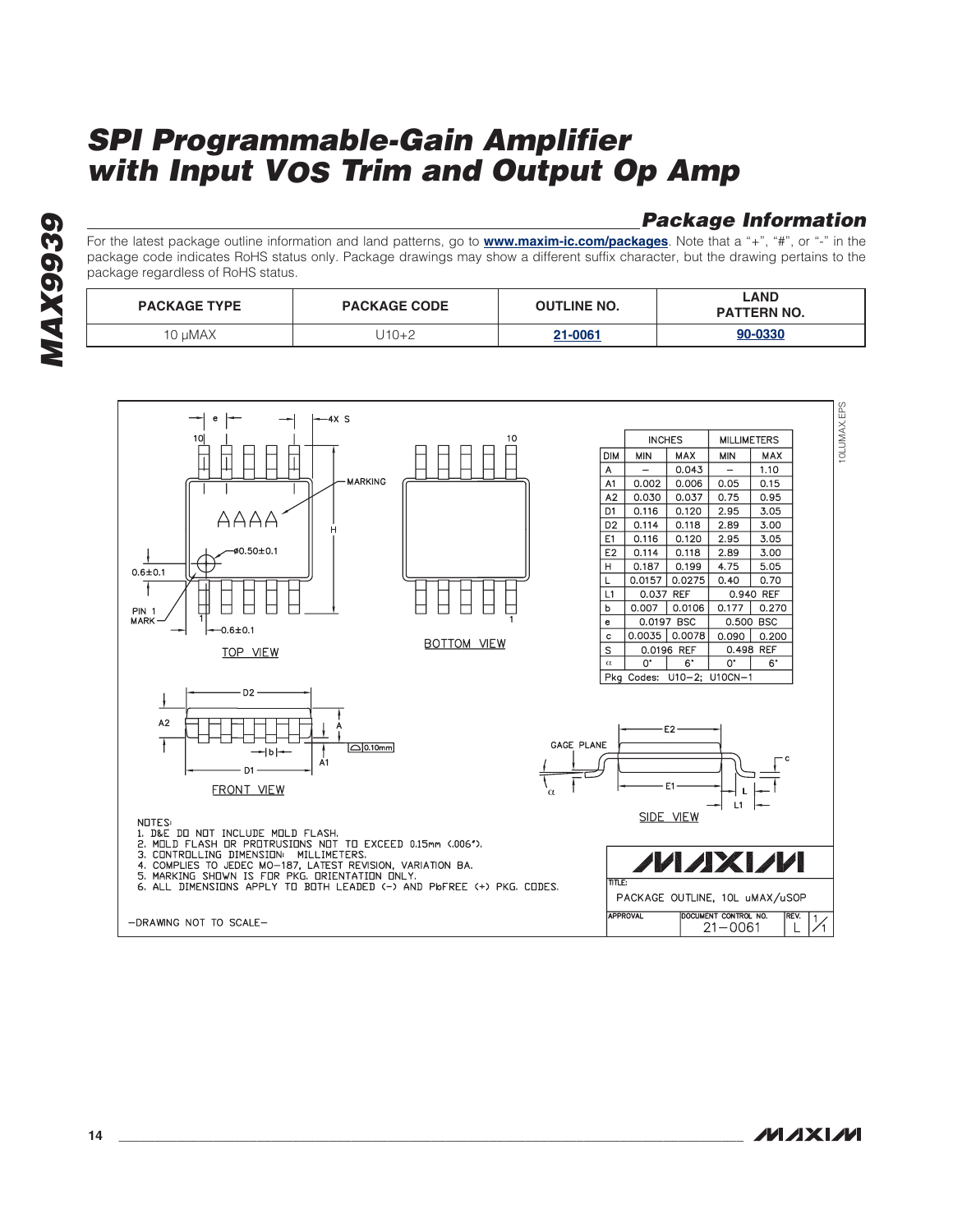## Package Information

For the latest package outline information and land patterns, go to **www.maxim-ic.com/packages**. Note that a "+", "#", or "-" in the package code indicates RoHS status only. Package drawings may show a different suffix character, but the drawing pertains to the package regardless of RoHS status.

| PACKAGE TYPE | PACKAGE CODE | OUTLINE NO. | LAND PATTERN NO. |
|---|---|---|---|
| 10 µMAX | U10+2 | 21-0061 | 90-0330 |

| DIM | INCHES MIN | INCHES MAX | MILLIMETERS MIN | MILLIMETERS MAX |
|---|---|---|---|---|
| A | – | 0.043 | – | 1.10 |
| A1 | 0.002 | 0.006 | 0.05 | 0.15 |
| A2 | 0.030 | 0.037 | 0.75 | 0.95 |
| D1 | 0.116 | 0.120 | 2.95 | 3.05 |
| D2 | 0.114 | 0.118 | 2.89 | 3.00 |
| E1 | 0.116 | 0.120 | 2.95 | 3.05 |
| E2 | 0.114 | 0.118 | 2.89 | 3.00 |
| H | 0.187 | 0.199 | 4.75 | 5.05 |
| L | 0.0157 | 0.0275 | 0.40 | 0.70 |
| L1 | 0.037 REF | | 0.940 REF | |
| b | 0.007 | 0.0106 | 0.177 | 0.270 |
| e | 0.0197 BSC | | 0.500 BSC | |
| c | 0.0035 | 0.0078 | 0.090 | 0.200 |
| S | 0.0196 REF | | 0.498 REF | |
| α | 0° | 6° | 0° | 6° |

Pkg Codes: U10-2; U10CN-1

NOTES:
1. D&E DO NOT INCLUDE MOLD FLASH.
2. MOLD FLASH OR PROTRUSIONS NOT TO EXCEED 0.15mm (.006").
3. CONTROLLING DIMENSION: MILLIMETERS.
4. COMPLIES TO JEDEC MO-187, LATEST REVISION, VARIATION BA.
5. MARKING SHOWN IS FOR PKG. ORIENTATION ONLY.
6. ALL DIMENSIONS APPLY TO BOTH LEADED (-) AND PbFREE (+) PKG. CODES.

-DRAWING NOT TO SCALE-

TITLE: PACKAGE OUTLINE, 10L uMAX/uSOP

DOCUMENT CONTROL NO. 21-0061 REV. L 1/1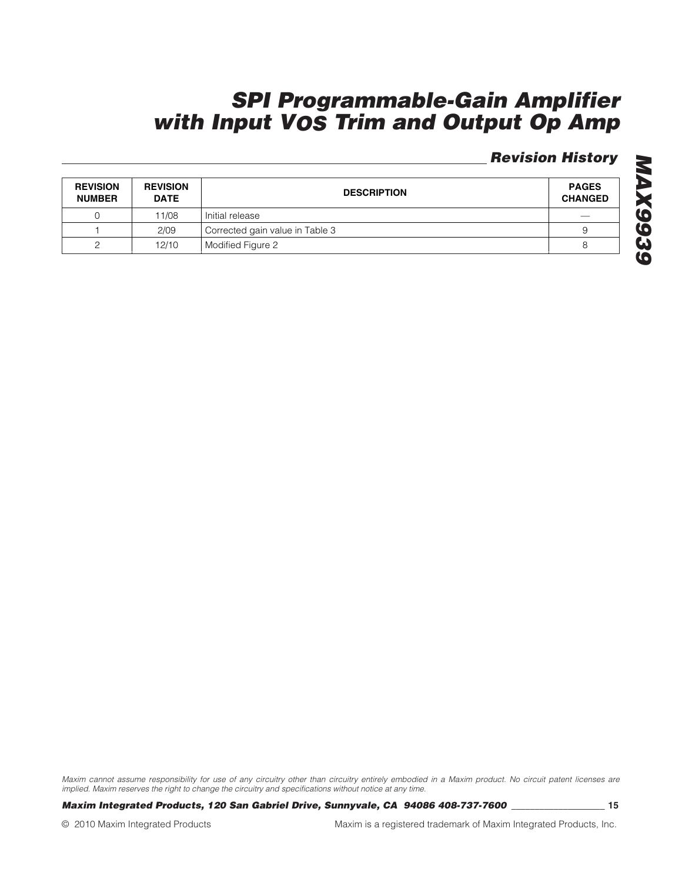## Revision History

| REVISION NUMBER | REVISION DATE | DESCRIPTION | PAGES CHANGED |
|---|---|---|---|
| 0 | 11/08 | Initial release | — |
| 1 | 2/09 | Corrected gain value in Table 3 | 9 |
| 2 | 12/10 | Modified Figure 2 | 8 |

*Maxim cannot assume responsibility for use of any circuitry other than circuitry entirely embodied in a Maxim product. No circuit patent licenses are implied. Maxim reserves the right to change the circuitry and specifications without notice at any time.*

***Maxim Integrated Products, 120 San Gabriel Drive, Sunnyvale, CA 94086 408-737-7600***

© 2010 Maxim Integrated Products

Maxim is a registered trademark of Maxim Integrated Products, Inc.